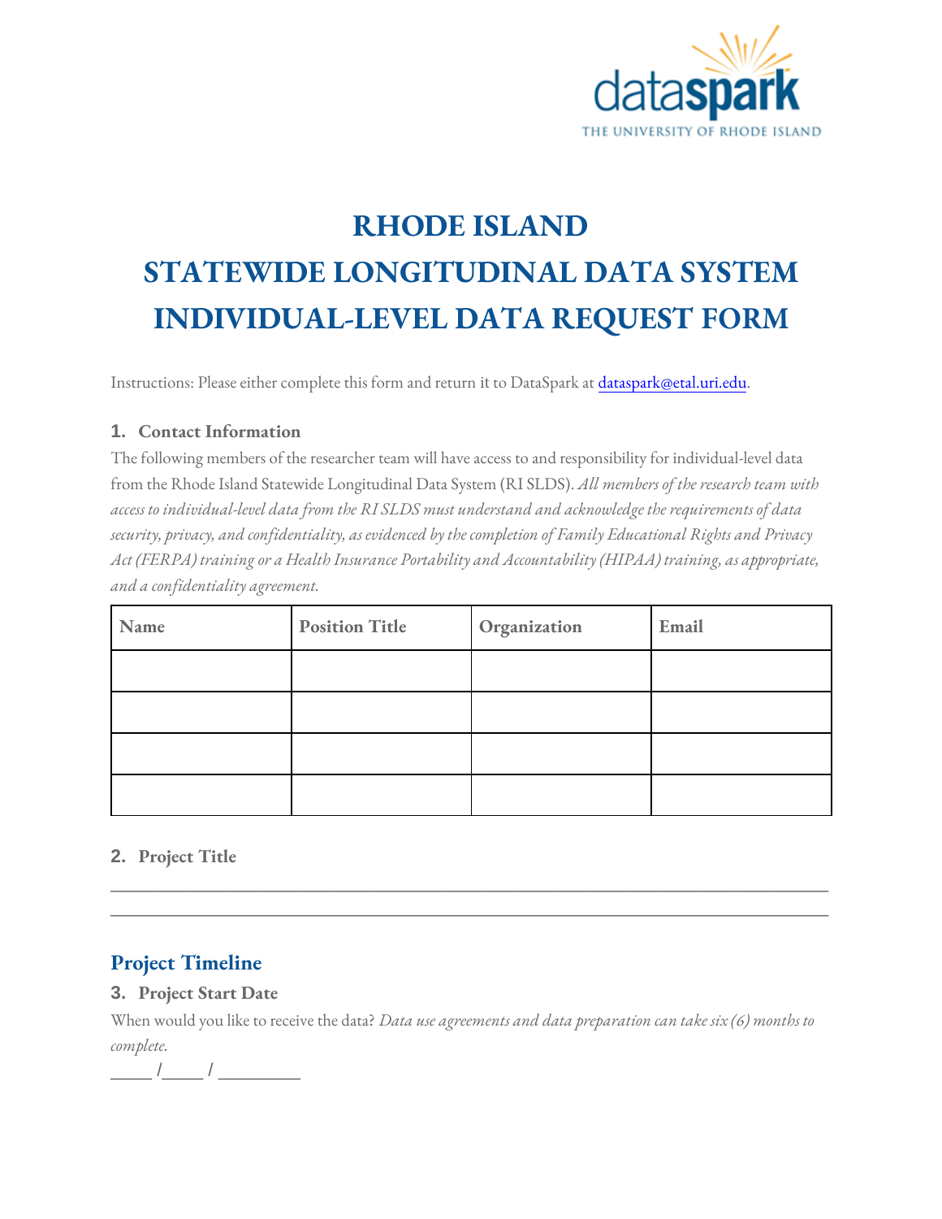# RHODE ISLAND
# STATEWIDE LONGITUDINAL DATA SYSTEM
# INDIVIDUAL-LEVEL DATA REQUEST FORM

Instructions: Please either complete this form and return it to DataSpark at dataspark@etal.uri.edu.

### 1. Contact Information

The following members of the researcher team will have access to and responsibility for individual-level data from the Rhode Island Statewide Longitudinal Data System (RI SLDS). *All members of the research team with access to individual-level data from the RI SLDS must understand and acknowledge the requirements of data security, privacy, and confidentiality, as evidenced by the completion of Family Educational Rights and Privacy Act (FERPA) training or a Health Insurance Portability and Accountability (HIPAA) training, as appropriate, and a confidentiality agreement.*

| Name | Position Title | Organization | Email |
|---|---|---|---|
| | | | |
| | | | |
| | | | |
| | | | |

### 2. Project Title

\_\_\_\_\_\_\_\_\_\_\_\_\_\_\_\_\_\_\_\_\_\_\_\_\_\_\_\_\_\_\_\_\_\_\_\_\_\_\_\_\_\_\_\_\_\_\_\_\_\_\_\_\_\_\_\_\_\_\_\_\_\_\_\_\_\_\_\_\_\_\_\_\_\_\_\_
\_\_\_\_\_\_\_\_\_\_\_\_\_\_\_\_\_\_\_\_\_\_\_\_\_\_\_\_\_\_\_\_\_\_\_\_\_\_\_\_\_\_\_\_\_\_\_\_\_\_\_\_\_\_\_\_\_\_\_\_\_\_\_\_\_\_\_\_\_\_\_\_\_\_\_\_

## Project Timeline

### 3. Project Start Date

When would you like to receive the data? *Data use agreements and data preparation can take six (6) months to complete.*

\_\_\_\_ /\_\_\_\_ / \_\_\_\_\_\_\_\_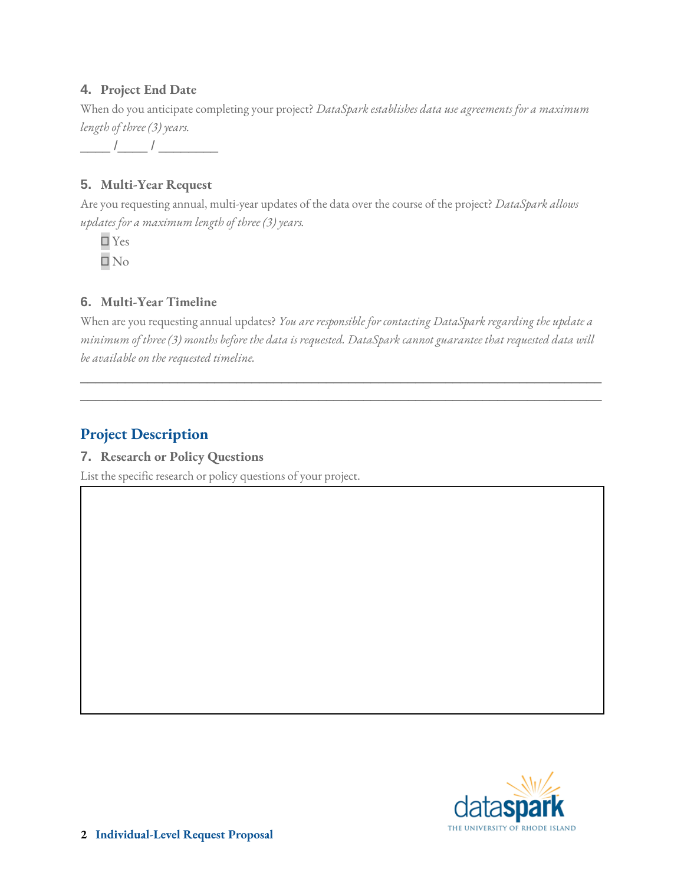#### 4. Project End Date

When do you anticipate completing your project? *DataSpark establishes data use agreements for a maximum length of three (3) years.*

_____ /_____ / _________

#### 5. Multi-Year Request

Are you requesting annual, multi-year updates of the data over the course of the project? *DataSpark allows updates for a maximum length of three (3) years.*

☐ Yes

☐ No

#### 6. Multi-Year Timeline

When are you requesting annual updates? *You are responsible for contacting DataSpark regarding the update a minimum of three (3) months before the data is requested. DataSpark cannot guarantee that requested data will be available on the requested timeline.*

_______________________________________________________________________________

_______________________________________________________________________________

## Project Description

#### 7. Research or Policy Questions

List the specific research or policy questions of your project.

| |
|---|
| |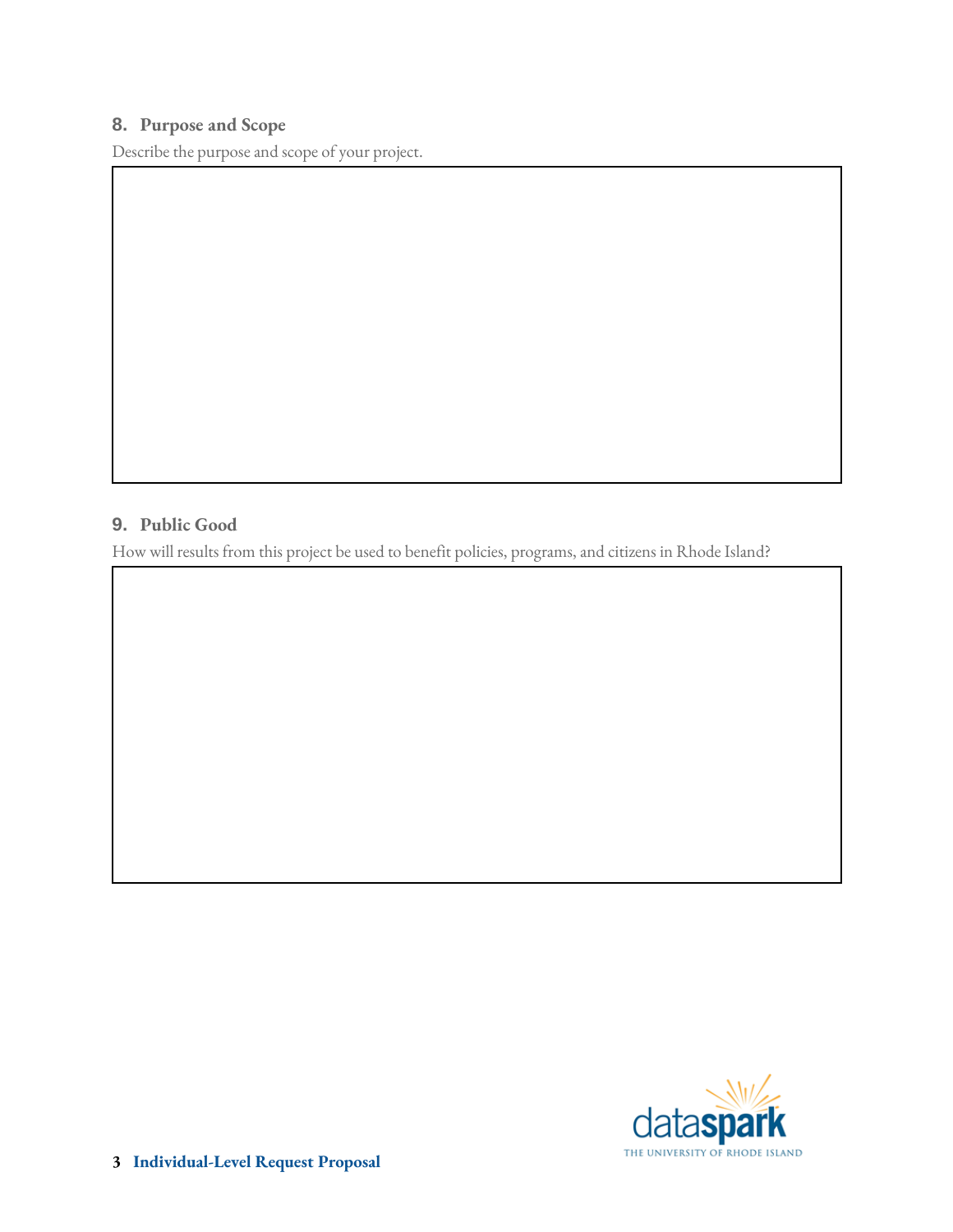## 8. Purpose and Scope

Describe the purpose and scope of your project.

## 9. Public Good

How will results from this project be used to benefit policies, programs, and citizens in Rhode Island?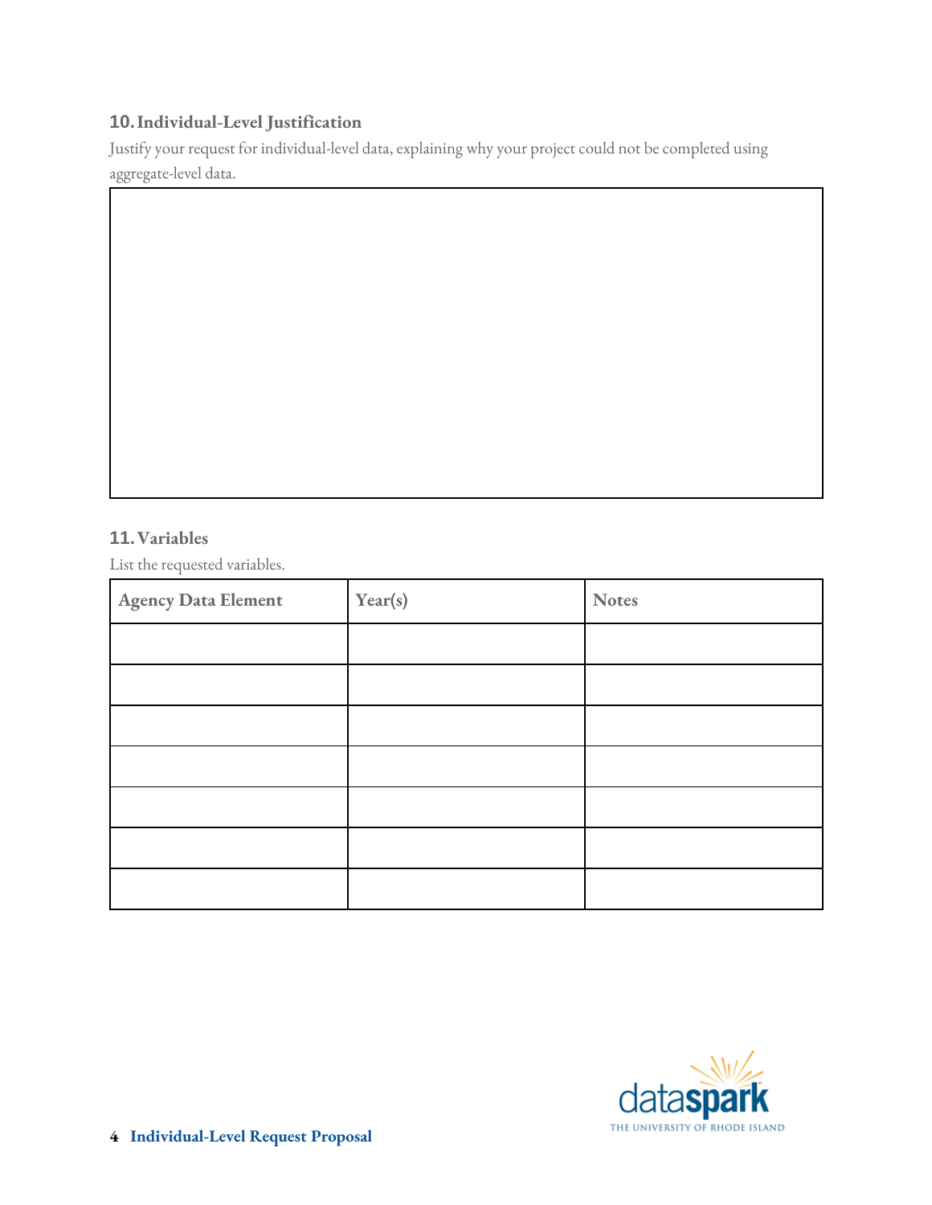## 10. Individual-Level Justification

Justify your request for individual-level data, explaining why your project could not be completed using aggregate-level data.

## 11. Variables

List the requested variables.

| Agency Data Element | Year(s) | Notes |
| --- | --- | --- |
| | | |
| | | |
| | | |
| | | |
| | | |
| | | |
| | | |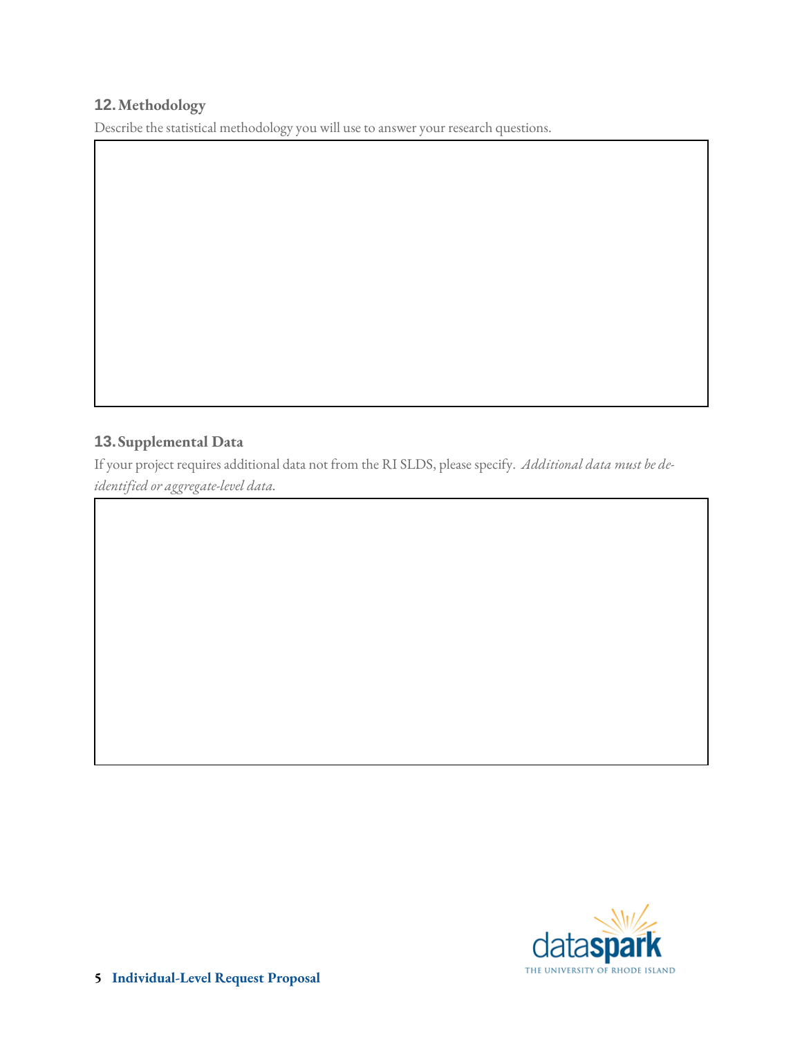## 12. Methodology

Describe the statistical methodology you will use to answer your research questions.

## 13. Supplemental Data

If your project requires additional data not from the RI SLDS, please specify. *Additional data must be de-identified or aggregate-level data.*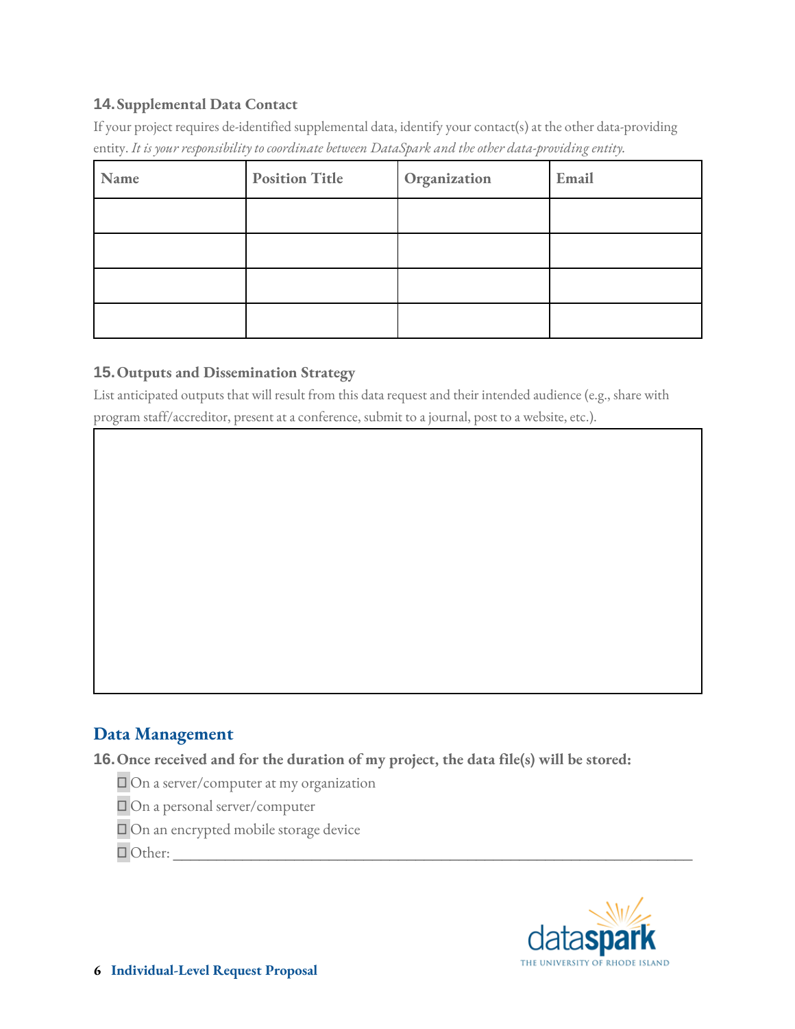### 14. Supplemental Data Contact

If your project requires de-identified supplemental data, identify your contact(s) at the other data-providing entity. *It is your responsibility to coordinate between DataSpark and the other data-providing entity.*

| Name | Position Title | Organization | Email |
|---|---|---|---|
| | | | |
| | | | |
| | | | |
| | | | |

### 15. Outputs and Dissemination Strategy

List anticipated outputs that will result from this data request and their intended audience (e.g., share with program staff/accreditor, present at a conference, submit to a journal, post to a website, etc.).

| |
|---|
| |

## Data Management

### 16. Once received and for the duration of my project, the data file(s) will be stored:

☐ On a server/computer at my organization

☐ On a personal server/computer

☐ On an encrypted mobile storage device

☐ Other: ___________________________________________________________________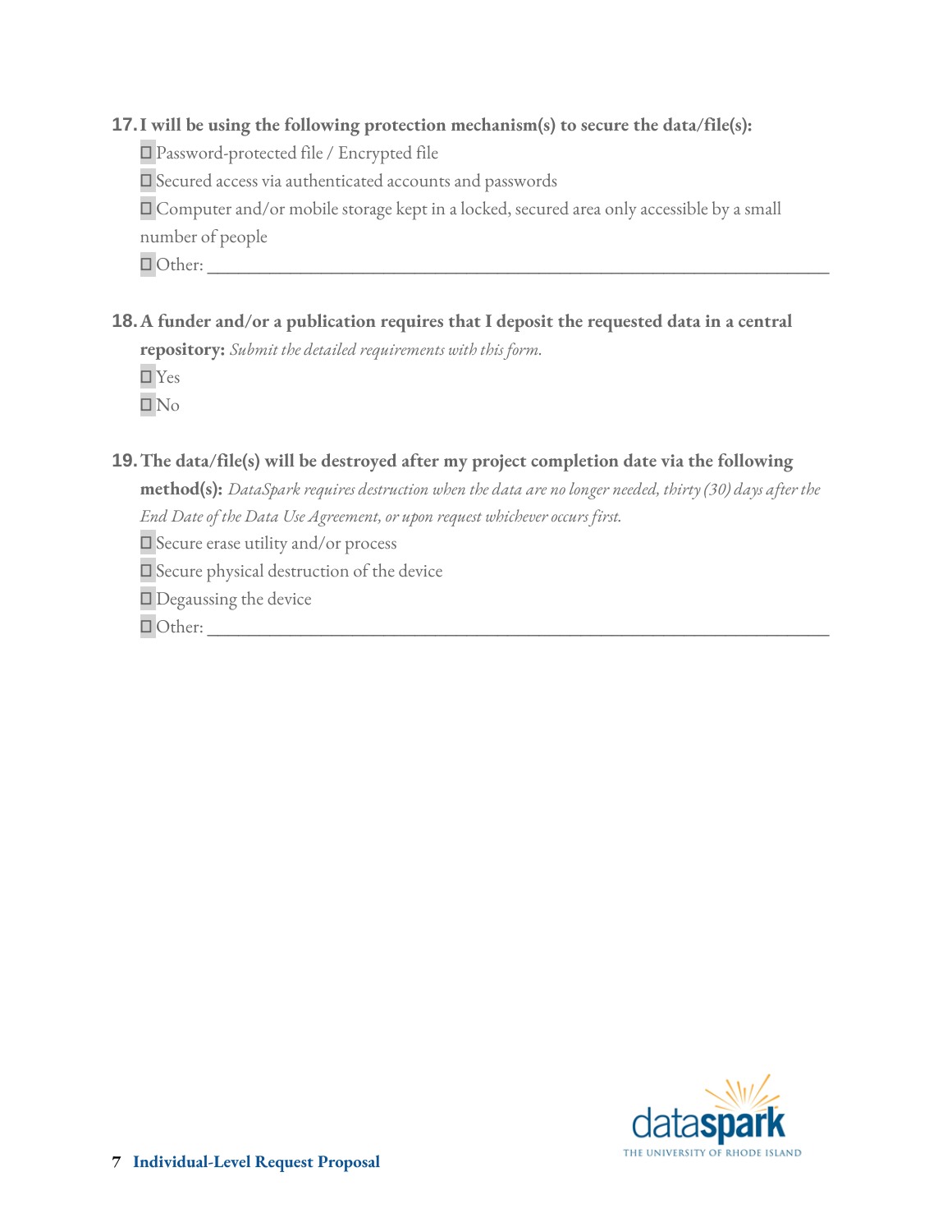**17. I will be using the following protection mechanism(s) to secure the data/file(s):**

☐ Password-protected file / Encrypted file

☐ Secured access via authenticated accounts and passwords

☐ Computer and/or mobile storage kept in a locked, secured area only accessible by a small number of people

☐ Other: ______________________________________________________________

**18. A funder and/or a publication requires that I deposit the requested data in a central repository:** *Submit the detailed requirements with this form.*

☐ Yes

☐ No

**19. The data/file(s) will be destroyed after my project completion date via the following method(s):** *DataSpark requires destruction when the data are no longer needed, thirty (30) days after the End Date of the Data Use Agreement, or upon request whichever occurs first.*

☐ Secure erase utility and/or process

☐ Secure physical destruction of the device

☐ Degaussing the device

☐ Other: ______________________________________________________________